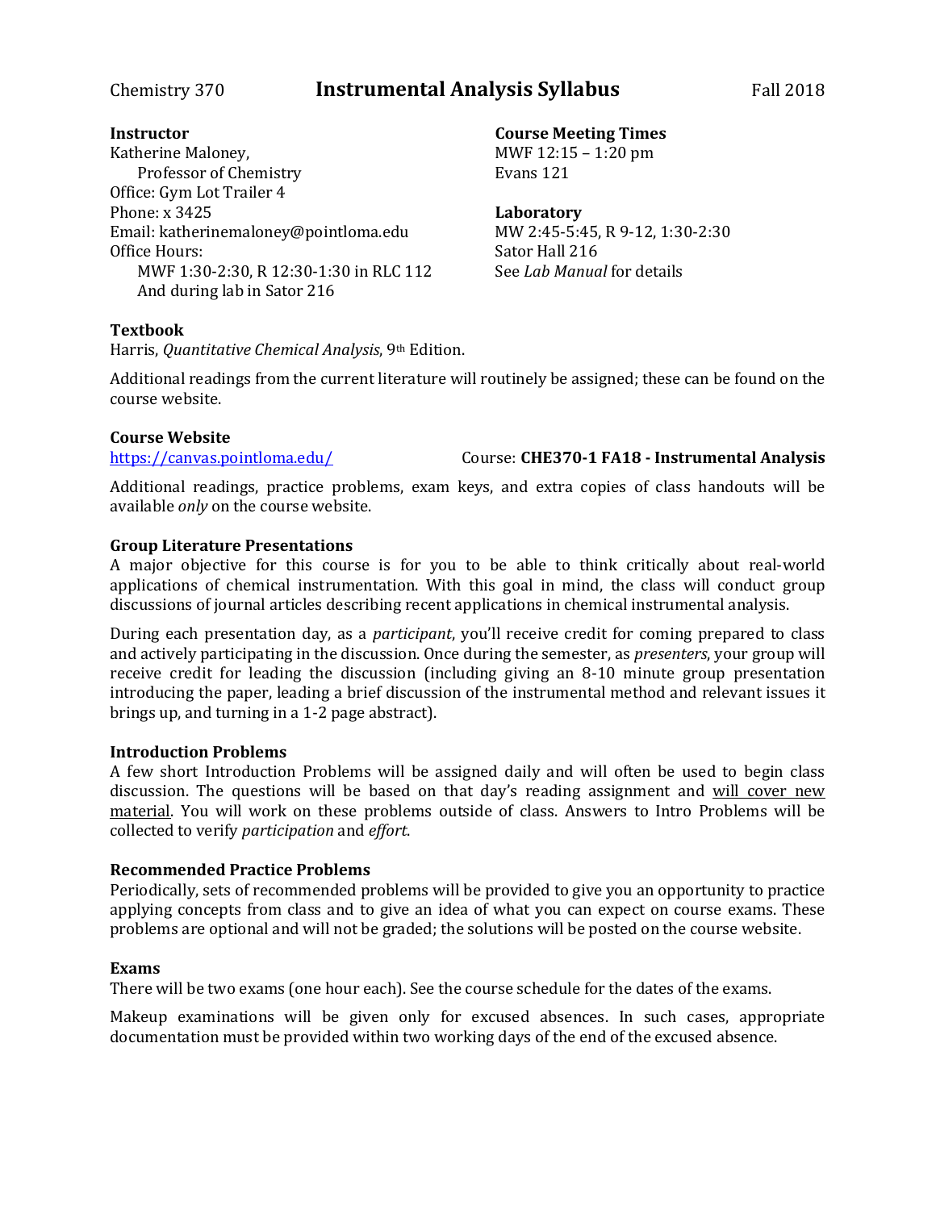Chemistry 370 **Instrumental Analysis Syllabus** Fall 2018

**Instructor**
Katherine Maloney,
Professor of Chemistry
Office: Gym Lot Trailer 4
Phone: x 3425
Email: katherinemaloney@pointloma.edu
Office Hours:
MWF 1:30-2:30, R 12:30-1:30 in RLC 112
And during lab in Sator 216

**Course Meeting Times**
MWF 12:15 – 1:20 pm
Evans 121

**Laboratory**
MW 2:45-5:45, R 9-12, 1:30-2:30
Sator Hall 216
See *Lab Manual* for details

**Textbook**
Harris, *Quantitative Chemical Analysis*, 9th Edition.

Additional readings from the current literature will routinely be assigned; these can be found on the course website.

**Course Website**
https://canvas.pointloma.edu/ Course: **CHE370-1 FA18 - Instrumental Analysis**

Additional readings, practice problems, exam keys, and extra copies of class handouts will be available *only* on the course website.

**Group Literature Presentations**
A major objective for this course is for you to be able to think critically about real-world applications of chemical instrumentation. With this goal in mind, the class will conduct group discussions of journal articles describing recent applications in chemical instrumental analysis.

During each presentation day, as a *participant*, you'll receive credit for coming prepared to class and actively participating in the discussion. Once during the semester, as *presenters*, your group will receive credit for leading the discussion (including giving an 8-10 minute group presentation introducing the paper, leading a brief discussion of the instrumental method and relevant issues it brings up, and turning in a 1-2 page abstract).

**Introduction Problems**
A few short Introduction Problems will be assigned daily and will often be used to begin class discussion. The questions will be based on that day's reading assignment and will cover new material. You will work on these problems outside of class. Answers to Intro Problems will be collected to verify *participation* and *effort*.

**Recommended Practice Problems**
Periodically, sets of recommended problems will be provided to give you an opportunity to practice applying concepts from class and to give an idea of what you can expect on course exams. These problems are optional and will not be graded; the solutions will be posted on the course website.

**Exams**
There will be two exams (one hour each). See the course schedule for the dates of the exams.

Makeup examinations will be given only for excused absences. In such cases, appropriate documentation must be provided within two working days of the end of the excused absence.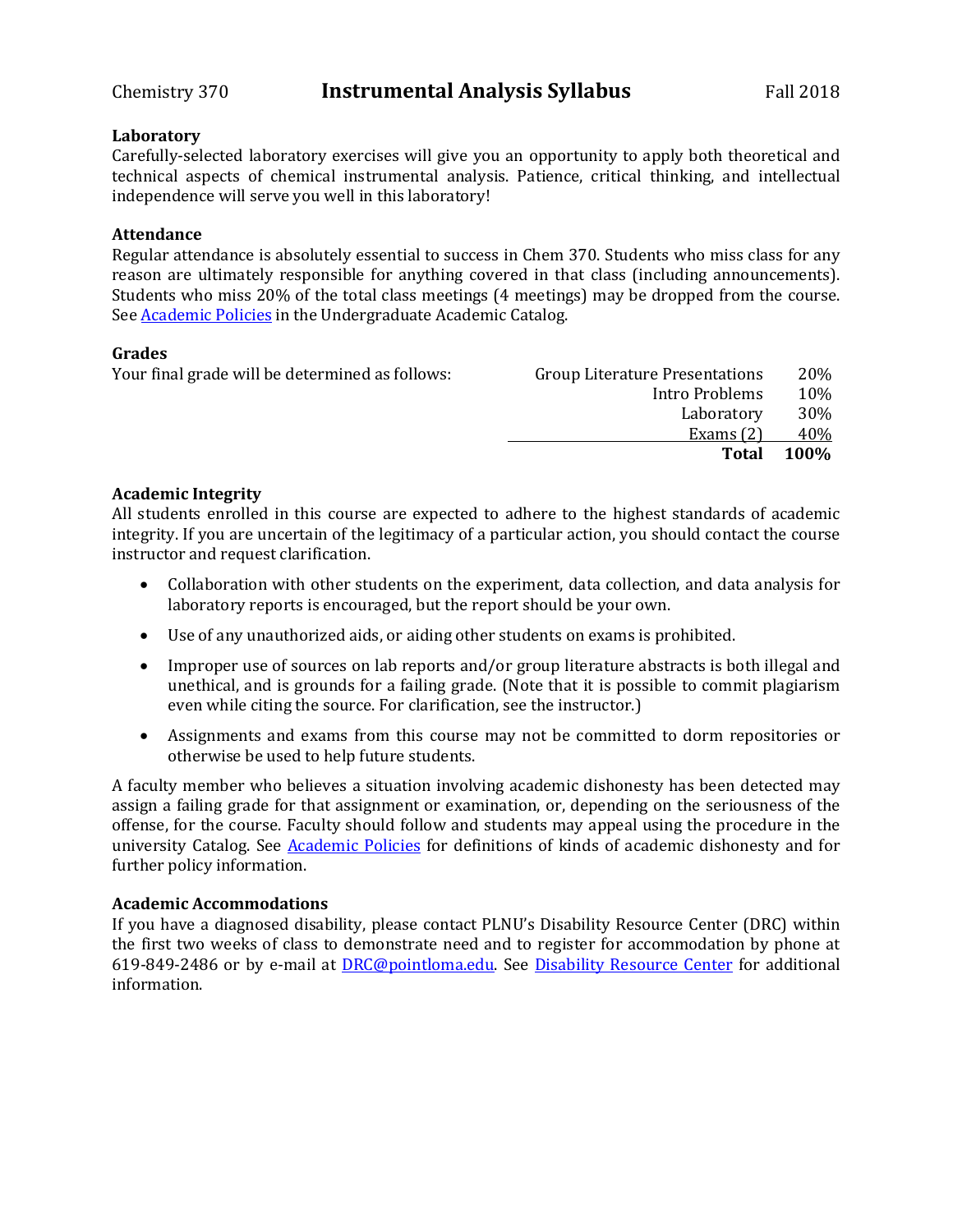### Laboratory

Carefully-selected laboratory exercises will give you an opportunity to apply both theoretical and technical aspects of chemical instrumental analysis. Patience, critical thinking, and intellectual independence will serve you well in this laboratory!

### Attendance

Regular attendance is absolutely essential to success in Chem 370. Students who miss class for any reason are ultimately responsible for anything covered in that class (including announcements). Students who miss 20% of the total class meetings (4 meetings) may be dropped from the course. See [Academic Policies] in the Undergraduate Academic Catalog.

### Grades

Your final grade will be determined as follows:

| Component | Weight |
|---|---|
| Group Literature Presentations | 20% |
| Intro Problems | 10% |
| Laboratory | 30% |
| Exams (2) | 40% |
| **Total** | **100%** |

### Academic Integrity

All students enrolled in this course are expected to adhere to the highest standards of academic integrity. If you are uncertain of the legitimacy of a particular action, you should contact the course instructor and request clarification.

- Collaboration with other students on the experiment, data collection, and data analysis for laboratory reports is encouraged, but the report should be your own.
- Use of any unauthorized aids, or aiding other students on exams is prohibited.
- Improper use of sources on lab reports and/or group literature abstracts is both illegal and unethical, and is grounds for a failing grade. (Note that it is possible to commit plagiarism even while citing the source. For clarification, see the instructor.)
- Assignments and exams from this course may not be committed to dorm repositories or otherwise be used to help future students.

A faculty member who believes a situation involving academic dishonesty has been detected may assign a failing grade for that assignment or examination, or, depending on the seriousness of the offense, for the course. Faculty should follow and students may appeal using the procedure in the university Catalog. See [Academic Policies] for definitions of kinds of academic dishonesty and for further policy information.

### Academic Accommodations

If you have a diagnosed disability, please contact PLNU's Disability Resource Center (DRC) within the first two weeks of class to demonstrate need and to register for accommodation by phone at 619-849-2486 or by e-mail at DRC@pointloma.edu. See [Disability Resource Center] for additional information.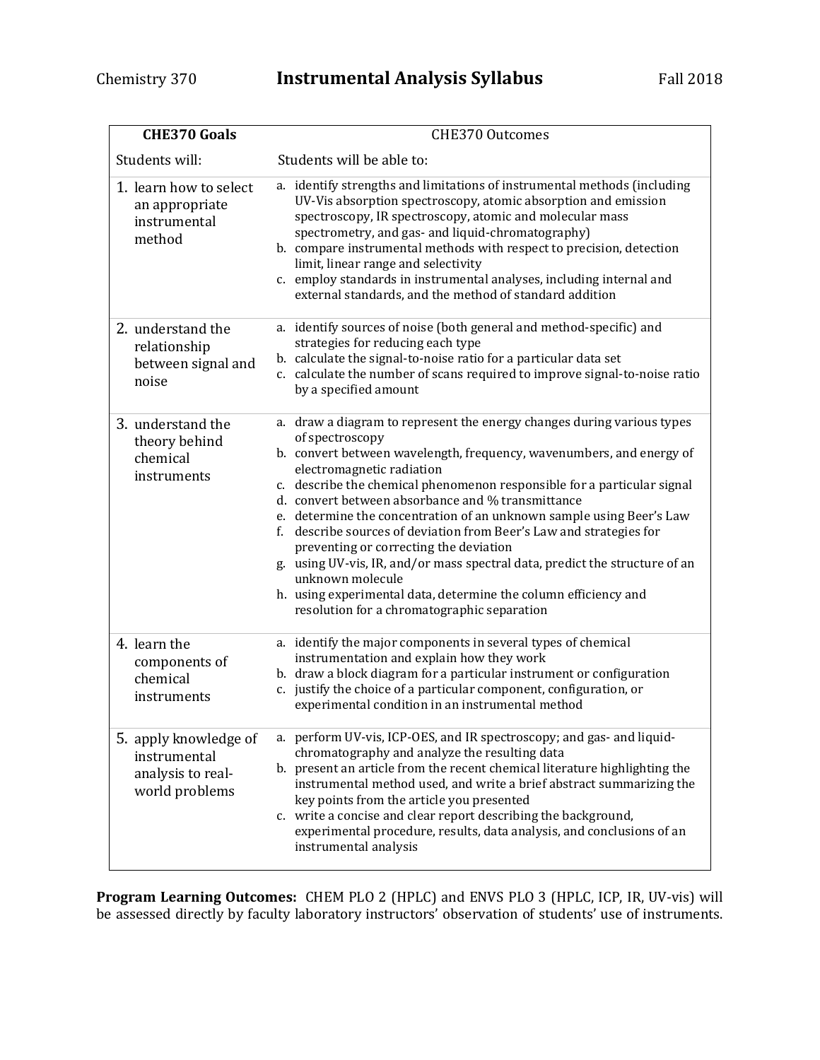# Chemistry 370 Instrumental Analysis Syllabus Fall 2018

| CHE370 Goals | CHE370 Outcomes |
| --- | --- |
| Students will: | Students will be able to: |
| 1. learn how to select an appropriate instrumental method | a. identify strengths and limitations of instrumental methods (including UV-Vis absorption spectroscopy, atomic absorption and emission spectroscopy, IR spectroscopy, atomic and molecular mass spectrometry, and gas- and liquid-chromatography)<br>b. compare instrumental methods with respect to precision, detection limit, linear range and selectivity<br>c. employ standards in instrumental analyses, including internal and external standards, and the method of standard addition |
| 2. understand the relationship between signal and noise | a. identify sources of noise (both general and method-specific) and strategies for reducing each type<br>b. calculate the signal-to-noise ratio for a particular data set<br>c. calculate the number of scans required to improve signal-to-noise ratio by a specified amount |
| 3. understand the theory behind chemical instruments | a. draw a diagram to represent the energy changes during various types of spectroscopy<br>b. convert between wavelength, frequency, wavenumbers, and energy of electromagnetic radiation<br>c. describe the chemical phenomenon responsible for a particular signal<br>d. convert between absorbance and % transmittance<br>e. determine the concentration of an unknown sample using Beer's Law<br>f. describe sources of deviation from Beer's Law and strategies for preventing or correcting the deviation<br>g. using UV-vis, IR, and/or mass spectral data, predict the structure of an unknown molecule<br>h. using experimental data, determine the column efficiency and resolution for a chromatographic separation |
| 4. learn the components of chemical instruments | a. identify the major components in several types of chemical instrumentation and explain how they work<br>b. draw a block diagram for a particular instrument or configuration<br>c. justify the choice of a particular component, configuration, or experimental condition in an instrumental method |
| 5. apply knowledge of instrumental analysis to real-world problems | a. perform UV-vis, ICP-OES, and IR spectroscopy; and gas- and liquid-chromatography and analyze the resulting data<br>b. present an article from the recent chemical literature highlighting the instrumental method used, and write a brief abstract summarizing the key points from the article you presented<br>c. write a concise and clear report describing the background, experimental procedure, results, data analysis, and conclusions of an instrumental analysis |

**Program Learning Outcomes:** CHEM PLO 2 (HPLC) and ENVS PLO 3 (HPLC, ICP, IR, UV-vis) will be assessed directly by faculty laboratory instructors' observation of students' use of instruments.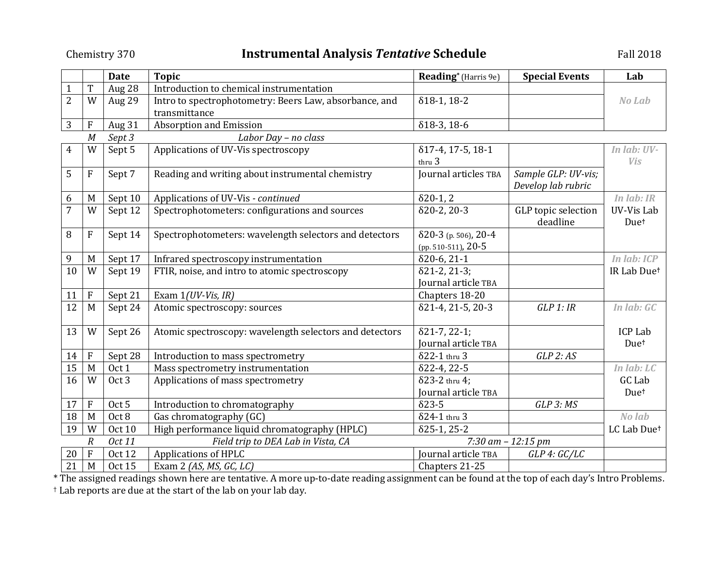Chemistry 370 **Instrumental Analysis *Tentative* Schedule** Fall 2018

| | | Date | Topic | Reading* (Harris 9e) | Special Events | Lab |
|---|---|---|---|---|---|---|
| 1 | T | Aug 28 | Introduction to chemical instrumentation | | | *No Lab* |
| 2 | W | Aug 29 | Intro to spectrophotometry: Beers Law, absorbance, and transmittance | δ18-1, 18-2 | | |
| 3 | F | Aug 31 | Absorption and Emission | δ18-3, 18-6 | | |
| | *M* | *Sept 3* | *Labor Day – no class* | | | |
| 4 | W | Sept 5 | Applications of UV-Vis spectroscopy | δ17-4, 17-5, 18-1 thru 3 | | *In lab: UV-Vis* |
| 5 | F | Sept 7 | Reading and writing about instrumental chemistry | Journal articles TBA | *Sample GLP: UV-vis; Develop lab rubric* | |
| 6 | M | Sept 10 | Applications of UV-Vis - *continued* | δ20-1, 2 | | *In lab: IR* |
| 7 | W | Sept 12 | Spectrophotometers: configurations and sources | δ20-2, 20-3 | GLP topic selection deadline | UV-Vis Lab Due† |
| 8 | F | Sept 14 | Spectrophotometers: wavelength selectors and detectors | δ20-3 (p. 506), 20-4 (pp. 510-511), 20-5 | | |
| 9 | M | Sept 17 | Infrared spectroscopy instrumentation | δ20-6, 21-1 | | *In lab: ICP* |
| 10 | W | Sept 19 | FTIR, noise, and intro to atomic spectroscopy | δ21-2, 21-3; Journal article TBA | | IR Lab Due† |
| 11 | F | Sept 21 | Exam 1 *(UV-Vis, IR)* | Chapters 18-20 | | |
| 12 | M | Sept 24 | Atomic spectroscopy: sources | δ21-4, 21-5, 20-3 | *GLP 1: IR* | *In lab: GC* |
| 13 | W | Sept 26 | Atomic spectroscopy: wavelength selectors and detectors | δ21-7, 22-1; Journal article TBA | | ICP Lab Due† |
| 14 | F | Sept 28 | Introduction to mass spectrometry | δ22-1 thru 3 | *GLP 2: AS* | |
| 15 | M | Oct 1 | Mass spectrometry instrumentation | δ22-4, 22-5 | | *In lab: LC* |
| 16 | W | Oct 3 | Applications of mass spectrometry | δ23-2 thru 4; Journal article TBA | | GC Lab Due† |
| 17 | F | Oct 5 | Introduction to chromatography | δ23-5 | *GLP 3: MS* | |
| 18 | M | Oct 8 | Gas chromatography (GC) | δ24-1 thru 3 | | *No lab* |
| 19 | W | Oct 10 | High performance liquid chromatography (HPLC) | δ25-1, 25-2 | | LC Lab Due† |
| | *R* | *Oct 11* | *Field trip to DEA Lab in Vista, CA* | *7:30 am – 12:15 pm* | | |
| 20 | F | Oct 12 | Applications of HPLC | Journal article TBA | *GLP 4: GC/LC* | |
| 21 | M | Oct 15 | Exam 2 *(AS, MS, GC, LC)* | Chapters 21-25 | | |

\* The assigned readings shown here are tentative. A more up-to-date reading assignment can be found at the top of each day's Intro Problems.

† Lab reports are due at the start of the lab on your lab day.